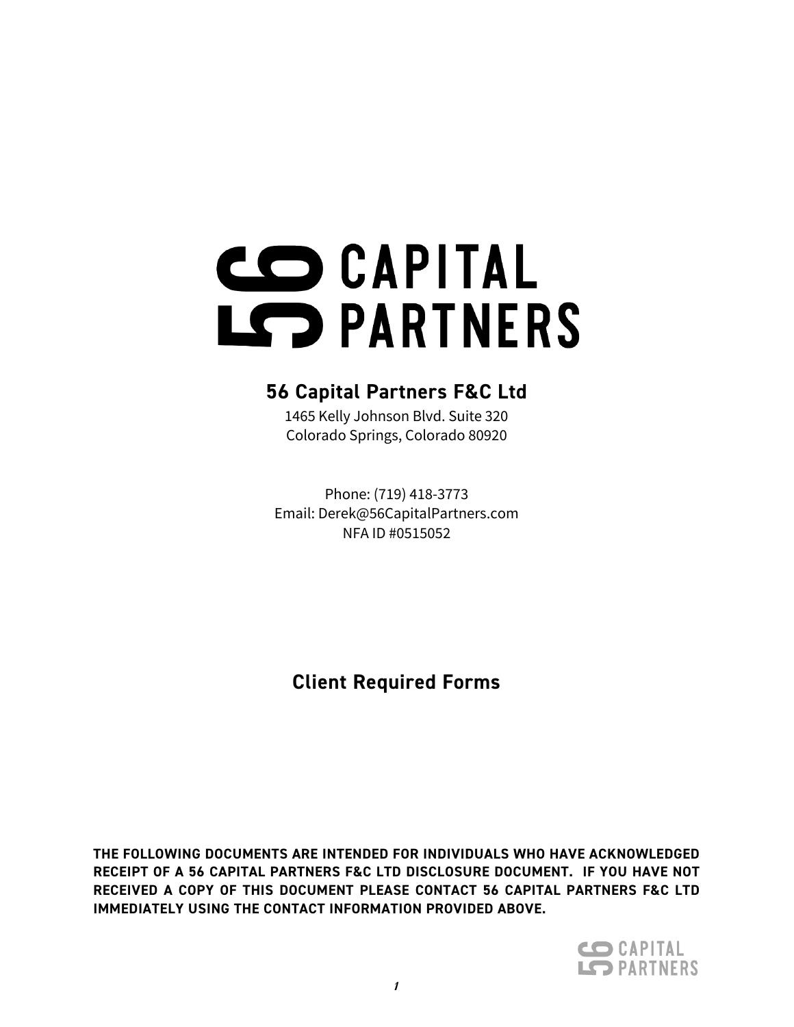# 56 CAPITAL PARTNERS

## 56 Capital Partners F&C Ltd

1465 Kelly Johnson Blvd. Suite 320
Colorado Springs, Colorado 80920

Phone: (719) 418-3773
Email: Derek@56CapitalPartners.com
NFA ID #0515052

## Client Required Forms

**THE FOLLOWING DOCUMENTS ARE INTENDED FOR INDIVIDUALS WHO HAVE ACKNOWLEDGED RECEIPT OF A 56 CAPITAL PARTNERS F&C LTD DISCLOSURE DOCUMENT. IF YOU HAVE NOT RECEIVED A COPY OF THIS DOCUMENT PLEASE CONTACT 56 CAPITAL PARTNERS F&C LTD IMMEDIATELY USING THE CONTACT INFORMATION PROVIDED ABOVE.**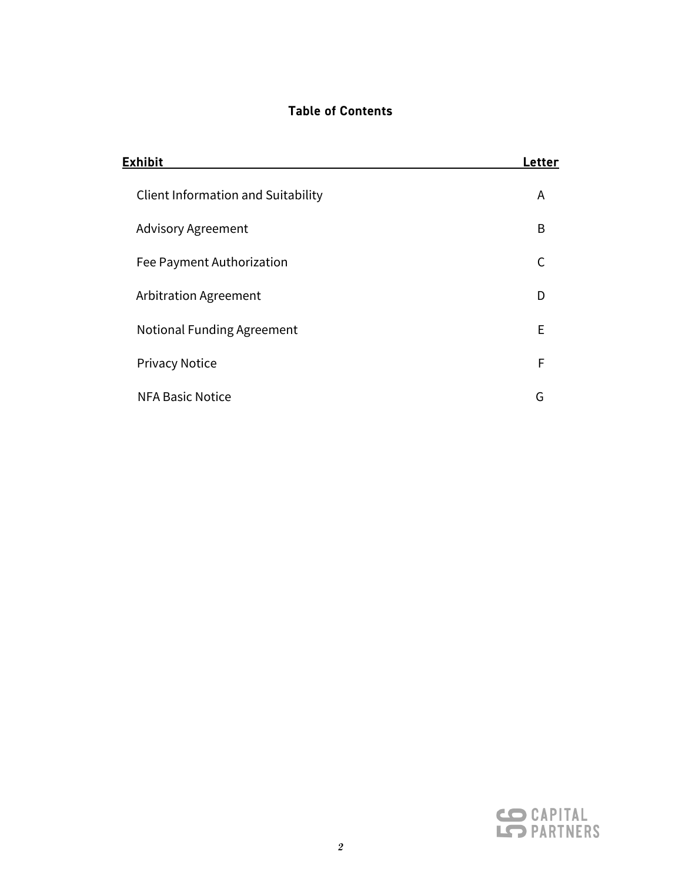## Table of Contents

| Exhibit | Letter |
|---|---|
| Client Information and Suitability | A |
| Advisory Agreement | B |
| Fee Payment Authorization | C |
| Arbitration Agreement | D |
| Notional Funding Agreement | E |
| Privacy Notice | F |
| NFA Basic Notice | G |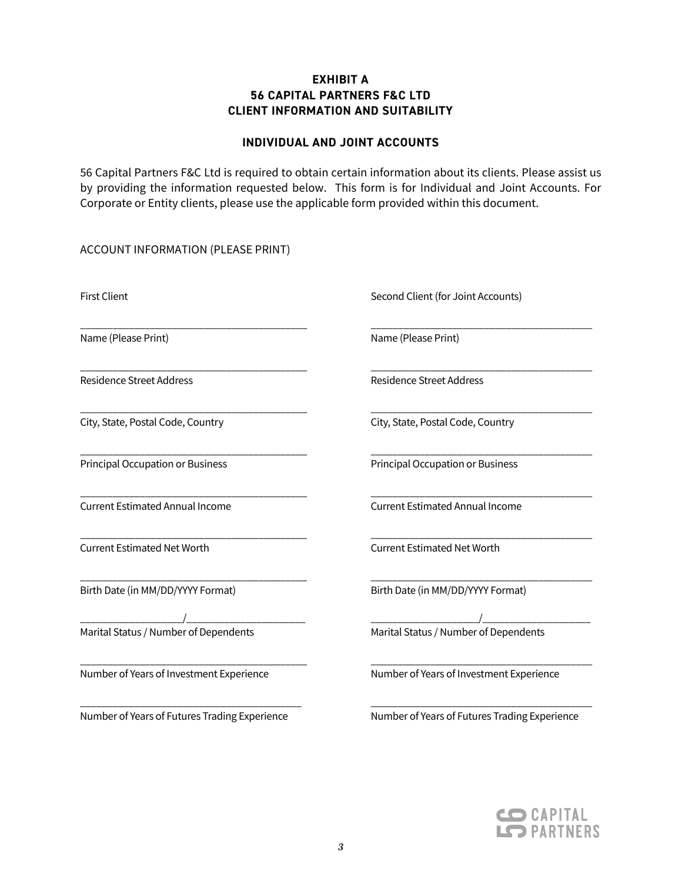**EXHIBIT A**
**56 CAPITAL PARTNERS F&C LTD**
**CLIENT INFORMATION AND SUITABILITY**

**INDIVIDUAL AND JOINT ACCOUNTS**

56 Capital Partners F&C Ltd is required to obtain certain information about its clients. Please assist us by providing the information requested below. This form is for Individual and Joint Accounts. For Corporate or Entity clients, please use the applicable form provided within this document.

ACCOUNT INFORMATION (PLEASE PRINT)

| First Client | Second Client (for Joint Accounts) |
|---|---|
| ______________________________ | ______________________________ |
| Name (Please Print) | Name (Please Print) |
| ______________________________ | ______________________________ |
| Residence Street Address | Residence Street Address |
| ______________________________ | ______________________________ |
| City, State, Postal Code, Country | City, State, Postal Code, Country |
| ______________________________ | ______________________________ |
| Principal Occupation or Business | Principal Occupation or Business |
| ______________________________ | ______________________________ |
| Current Estimated Annual Income | Current Estimated Annual Income |
| ______________________________ | ______________________________ |
| Current Estimated Net Worth | Current Estimated Net Worth |
| ______________________________ | ______________________________ |
| Birth Date (in MM/DD/YYYY Format) | Birth Date (in MM/DD/YYYY Format) |
| ______________/______________ | ______________/______________ |
| Marital Status / Number of Dependents | Marital Status / Number of Dependents |
| ______________________________ | ______________________________ |
| Number of Years of Investment Experience | Number of Years of Investment Experience |
| ______________________________ | ______________________________ |
| Number of Years of Futures Trading Experience | Number of Years of Futures Trading Experience |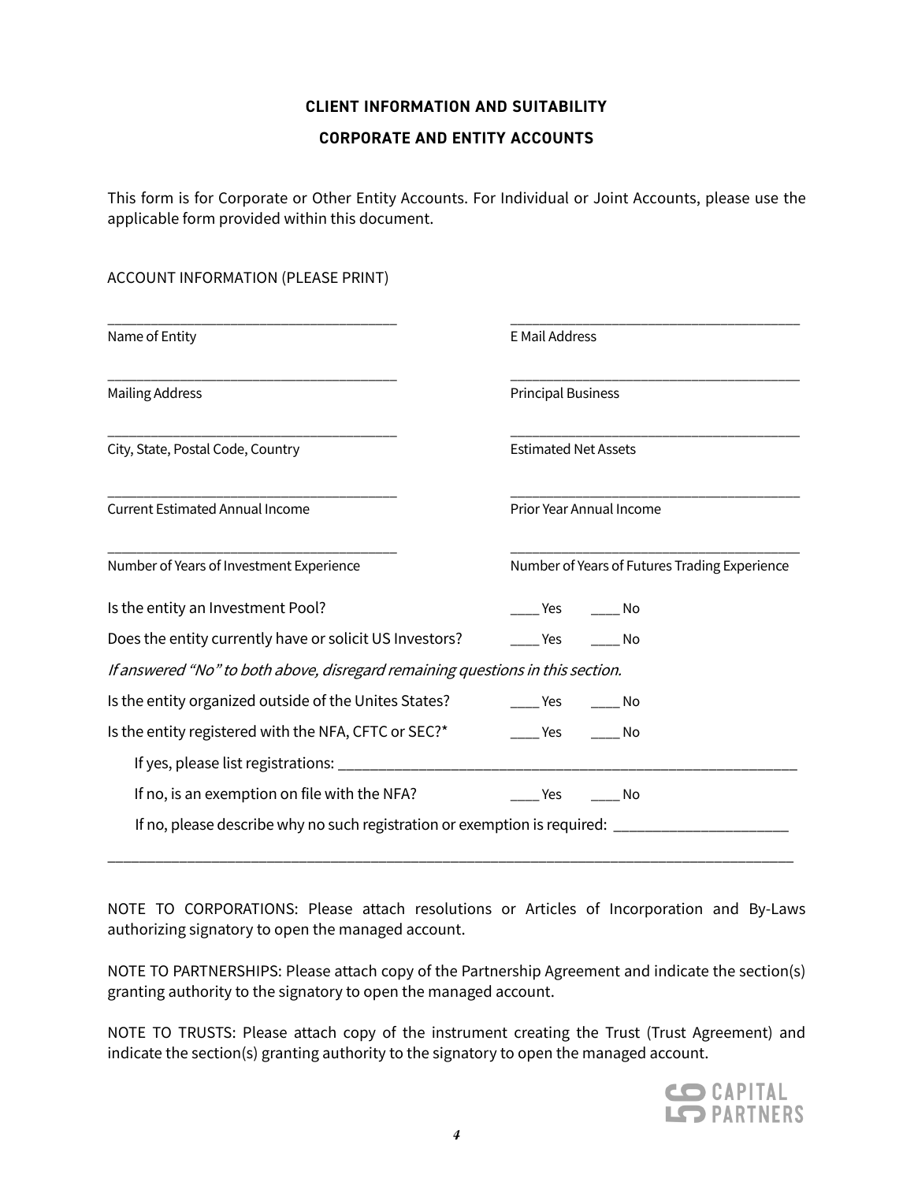**CLIENT INFORMATION AND SUITABILITY**

**CORPORATE AND ENTITY ACCOUNTS**

This form is for Corporate or Other Entity Accounts. For Individual or Joint Accounts, please use the applicable form provided within this document.

ACCOUNT INFORMATION (PLEASE PRINT)

| | |
|---|---|
| ______________________________________ | ______________________________________ |
| Name of Entity | E Mail Address |
| ______________________________________ | ______________________________________ |
| Mailing Address | Principal Business |
| ______________________________________ | ______________________________________ |
| City, State, Postal Code, Country | Estimated Net Assets |
| ______________________________________ | ______________________________________ |
| Current Estimated Annual Income | Prior Year Annual Income |
| ______________________________________ | ______________________________________ |
| Number of Years of Investment Experience | Number of Years of Futures Trading Experience |

Is the entity an Investment Pool? ____ Yes ____ No

Does the entity currently have or solicit US Investors? ____ Yes ____ No

*If answered "No" to both above, disregard remaining questions in this section.*

Is the entity organized outside of the Unites States? ____ Yes ____ No

Is the entity registered with the NFA, CFTC or SEC?* ____ Yes ____ No

If yes, please list registrations: ____________________________________________________________

If no, is an exemption on file with the NFA? ____ Yes ____ No

If no, please describe why no such registration or exemption is required: ______________________

_______________________________________________________________________________________

NOTE TO CORPORATIONS: Please attach resolutions or Articles of Incorporation and By-Laws authorizing signatory to open the managed account.

NOTE TO PARTNERSHIPS: Please attach copy of the Partnership Agreement and indicate the section(s) granting authority to the signatory to open the managed account.

NOTE TO TRUSTS: Please attach copy of the instrument creating the Trust (Trust Agreement) and indicate the section(s) granting authority to the signatory to open the managed account.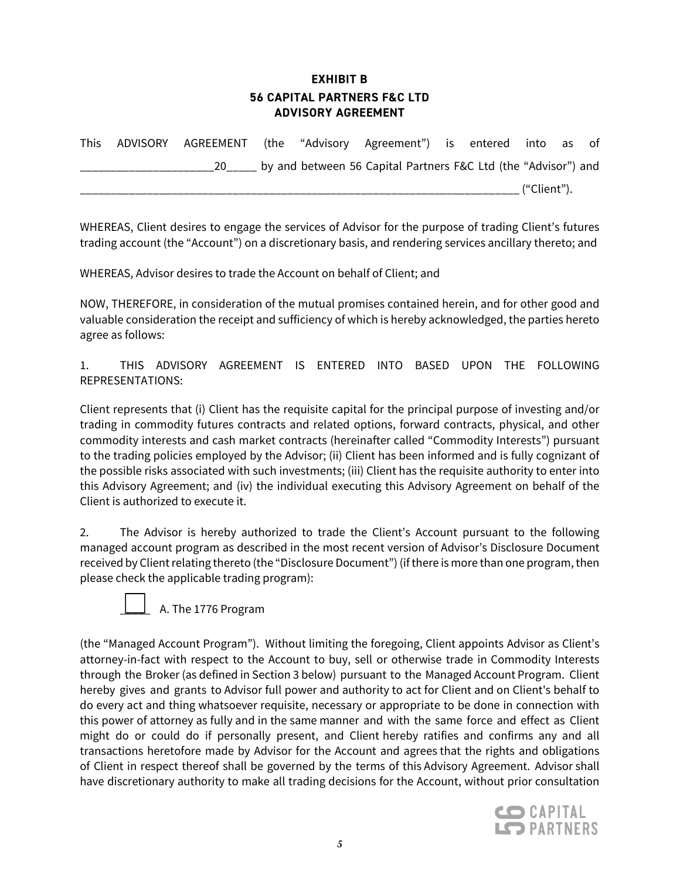# EXHIBIT B

## 56 CAPITAL PARTNERS F&C LTD
## ADVISORY AGREEMENT

This ADVISORY AGREEMENT (the "Advisory Agreement") is entered into as of ______________________20_____ by and between 56 Capital Partners F&C Ltd (the "Advisor") and ___________________________________________________________________________ ("Client").

WHEREAS, Client desires to engage the services of Advisor for the purpose of trading Client's futures trading account (the "Account") on a discretionary basis, and rendering services ancillary thereto; and

WHEREAS, Advisor desires to trade the Account on behalf of Client; and

NOW, THEREFORE, in consideration of the mutual promises contained herein, and for other good and valuable consideration the receipt and sufficiency of which is hereby acknowledged, the parties hereto agree as follows:

1. THIS ADVISORY AGREEMENT IS ENTERED INTO BASED UPON THE FOLLOWING REPRESENTATIONS:

Client represents that (i) Client has the requisite capital for the principal purpose of investing and/or trading in commodity futures contracts and related options, forward contracts, physical, and other commodity interests and cash market contracts (hereinafter called "Commodity Interests") pursuant to the trading policies employed by the Advisor; (ii) Client has been informed and is fully cognizant of the possible risks associated with such investments; (iii) Client has the requisite authority to enter into this Advisory Agreement; and (iv) the individual executing this Advisory Agreement on behalf of the Client is authorized to execute it.

2. The Advisor is hereby authorized to trade the Client's Account pursuant to the following managed account program as described in the most recent version of Advisor's Disclosure Document received by Client relating thereto (the "Disclosure Document") (if there is more than one program, then please check the applicable trading program):

☐ A. The 1776 Program

(the "Managed Account Program"). Without limiting the foregoing, Client appoints Advisor as Client's attorney-in-fact with respect to the Account to buy, sell or otherwise trade in Commodity Interests through the Broker (as defined in Section 3 below) pursuant to the Managed Account Program. Client hereby gives and grants to Advisor full power and authority to act for Client and on Client's behalf to do every act and thing whatsoever requisite, necessary or appropriate to be done in connection with this power of attorney as fully and in the same manner and with the same force and effect as Client might do or could do if personally present, and Client hereby ratifies and confirms any and all transactions heretofore made by Advisor for the Account and agrees that the rights and obligations of Client in respect thereof shall be governed by the terms of this Advisory Agreement. Advisor shall have discretionary authority to make all trading decisions for the Account, without prior consultation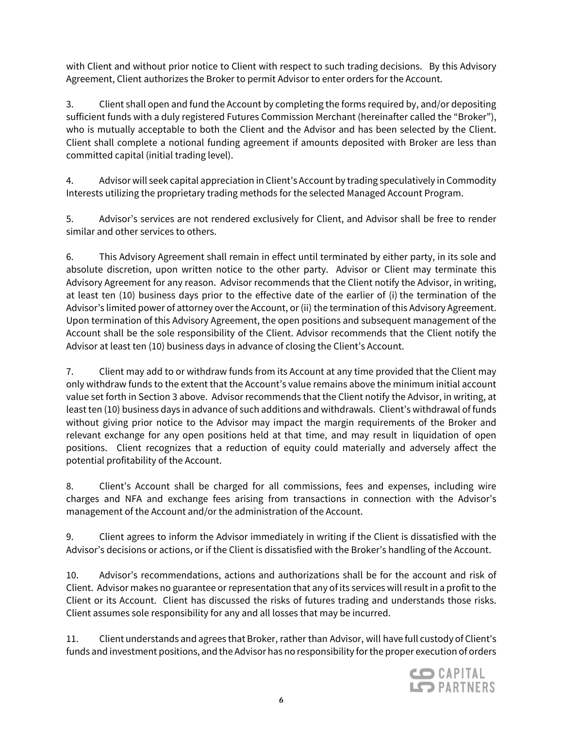with Client and without prior notice to Client with respect to such trading decisions. By this Advisory Agreement, Client authorizes the Broker to permit Advisor to enter orders for the Account.

3. Client shall open and fund the Account by completing the forms required by, and/or depositing sufficient funds with a duly registered Futures Commission Merchant (hereinafter called the "Broker"), who is mutually acceptable to both the Client and the Advisor and has been selected by the Client. Client shall complete a notional funding agreement if amounts deposited with Broker are less than committed capital (initial trading level).

4. Advisor will seek capital appreciation in Client's Account by trading speculatively in Commodity Interests utilizing the proprietary trading methods for the selected Managed Account Program.

5. Advisor's services are not rendered exclusively for Client, and Advisor shall be free to render similar and other services to others.

6. This Advisory Agreement shall remain in effect until terminated by either party, in its sole and absolute discretion, upon written notice to the other party. Advisor or Client may terminate this Advisory Agreement for any reason. Advisor recommends that the Client notify the Advisor, in writing, at least ten (10) business days prior to the effective date of the earlier of (i) the termination of the Advisor's limited power of attorney over the Account, or (ii) the termination of this Advisory Agreement. Upon termination of this Advisory Agreement, the open positions and subsequent management of the Account shall be the sole responsibility of the Client. Advisor recommends that the Client notify the Advisor at least ten (10) business days in advance of closing the Client's Account.

7. Client may add to or withdraw funds from its Account at any time provided that the Client may only withdraw funds to the extent that the Account's value remains above the minimum initial account value set forth in Section 3 above. Advisor recommends that the Client notify the Advisor, in writing, at least ten (10) business days in advance of such additions and withdrawals. Client's withdrawal of funds without giving prior notice to the Advisor may impact the margin requirements of the Broker and relevant exchange for any open positions held at that time, and may result in liquidation of open positions. Client recognizes that a reduction of equity could materially and adversely affect the potential profitability of the Account.

8. Client's Account shall be charged for all commissions, fees and expenses, including wire charges and NFA and exchange fees arising from transactions in connection with the Advisor's management of the Account and/or the administration of the Account.

9. Client agrees to inform the Advisor immediately in writing if the Client is dissatisfied with the Advisor's decisions or actions, or if the Client is dissatisfied with the Broker's handling of the Account.

10. Advisor's recommendations, actions and authorizations shall be for the account and risk of Client. Advisor makes no guarantee or representation that any of its services will result in a profit to the Client or its Account. Client has discussed the risks of futures trading and understands those risks. Client assumes sole responsibility for any and all losses that may be incurred.

11. Client understands and agrees that Broker, rather than Advisor, will have full custody of Client's funds and investment positions, and the Advisor has no responsibility for the proper execution of orders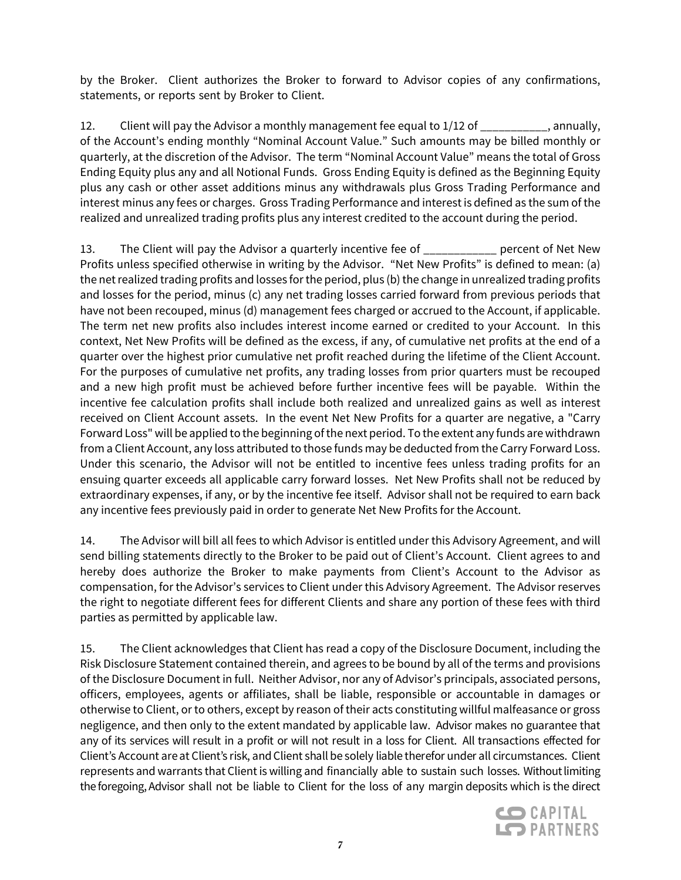by the Broker. Client authorizes the Broker to forward to Advisor copies of any confirmations, statements, or reports sent by Broker to Client.

12. Client will pay the Advisor a monthly management fee equal to 1/12 of ___________, annually, of the Account's ending monthly "Nominal Account Value." Such amounts may be billed monthly or quarterly, at the discretion of the Advisor. The term "Nominal Account Value" means the total of Gross Ending Equity plus any and all Notional Funds. Gross Ending Equity is defined as the Beginning Equity plus any cash or other asset additions minus any withdrawals plus Gross Trading Performance and interest minus any fees or charges. Gross Trading Performance and interest is defined as the sum of the realized and unrealized trading profits plus any interest credited to the account during the period.

13. The Client will pay the Advisor a quarterly incentive fee of ____________ percent of Net New Profits unless specified otherwise in writing by the Advisor. "Net New Profits" is defined to mean: (a) the net realized trading profits and losses for the period, plus (b) the change in unrealized trading profits and losses for the period, minus (c) any net trading losses carried forward from previous periods that have not been recouped, minus (d) management fees charged or accrued to the Account, if applicable. The term net new profits also includes interest income earned or credited to your Account. In this context, Net New Profits will be defined as the excess, if any, of cumulative net profits at the end of a quarter over the highest prior cumulative net profit reached during the lifetime of the Client Account. For the purposes of cumulative net profits, any trading losses from prior quarters must be recouped and a new high profit must be achieved before further incentive fees will be payable. Within the incentive fee calculation profits shall include both realized and unrealized gains as well as interest received on Client Account assets. In the event Net New Profits for a quarter are negative, a "Carry Forward Loss" will be applied to the beginning of the next period. To the extent any funds are withdrawn from a Client Account, any loss attributed to those funds may be deducted from the Carry Forward Loss. Under this scenario, the Advisor will not be entitled to incentive fees unless trading profits for an ensuing quarter exceeds all applicable carry forward losses. Net New Profits shall not be reduced by extraordinary expenses, if any, or by the incentive fee itself. Advisor shall not be required to earn back any incentive fees previously paid in order to generate Net New Profits for the Account.

14. The Advisor will bill all fees to which Advisor is entitled under this Advisory Agreement, and will send billing statements directly to the Broker to be paid out of Client's Account. Client agrees to and hereby does authorize the Broker to make payments from Client's Account to the Advisor as compensation, for the Advisor's services to Client under this Advisory Agreement. The Advisor reserves the right to negotiate different fees for different Clients and share any portion of these fees with third parties as permitted by applicable law.

15. The Client acknowledges that Client has read a copy of the Disclosure Document, including the Risk Disclosure Statement contained therein, and agrees to be bound by all of the terms and provisions of the Disclosure Document in full. Neither Advisor, nor any of Advisor's principals, associated persons, officers, employees, agents or affiliates, shall be liable, responsible or accountable in damages or otherwise to Client, or to others, except by reason of their acts constituting willful malfeasance or gross negligence, and then only to the extent mandated by applicable law. Advisor makes no guarantee that any of its services will result in a profit or will not result in a loss for Client. All transactions effected for Client's Account are at Client's risk, and Client shall be solely liable therefor under all circumstances. Client represents and warrants that Client is willing and financially able to sustain such losses. Without limiting the foregoing, Advisor shall not be liable to Client for the loss of any margin deposits which is the direct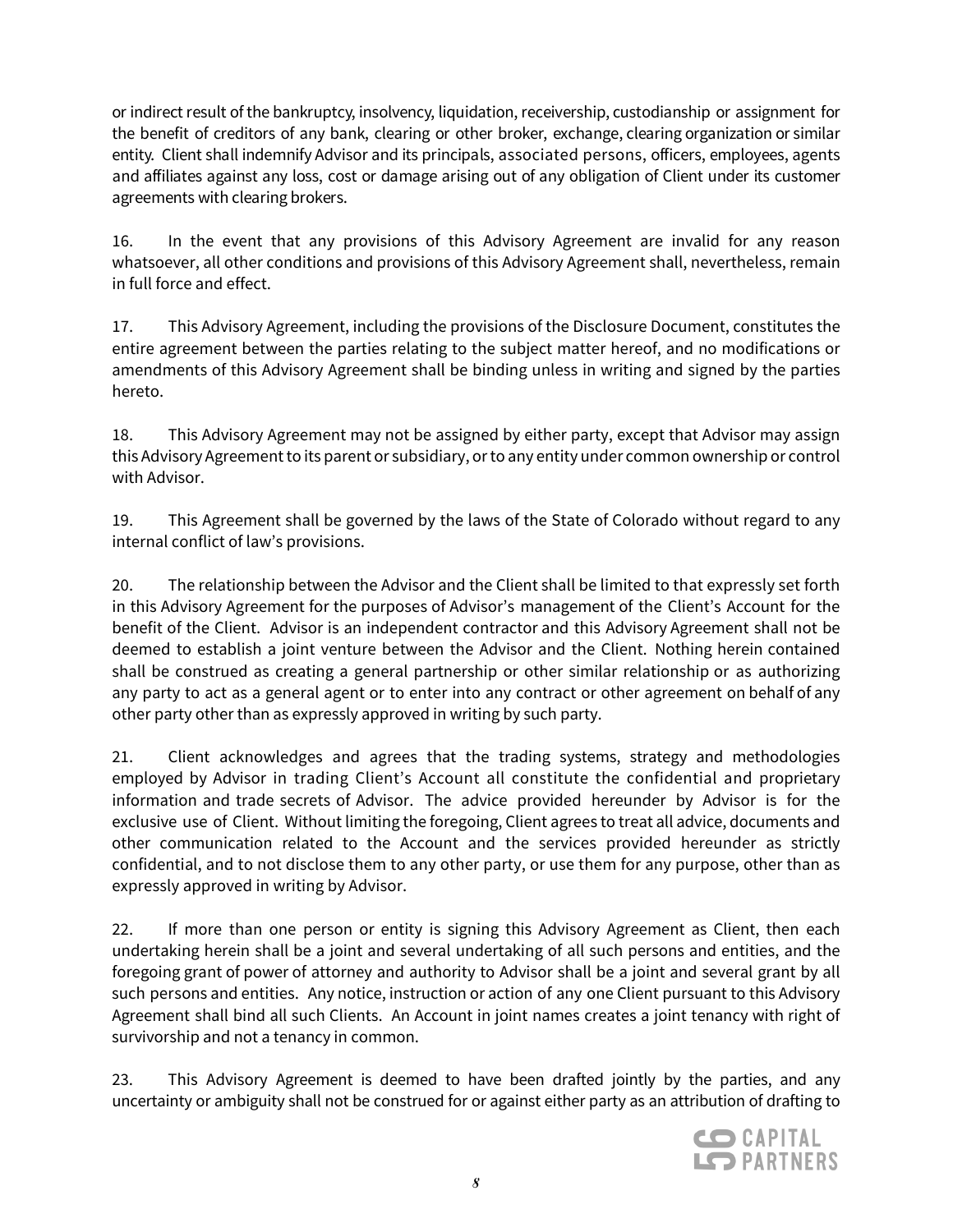or indirect result of the bankruptcy, insolvency, liquidation, receivership, custodianship or assignment for the benefit of creditors of any bank, clearing or other broker, exchange, clearing organization or similar entity. Client shall indemnify Advisor and its principals, associated persons, officers, employees, agents and affiliates against any loss, cost or damage arising out of any obligation of Client under its customer agreements with clearing brokers.

16. In the event that any provisions of this Advisory Agreement are invalid for any reason whatsoever, all other conditions and provisions of this Advisory Agreement shall, nevertheless, remain in full force and effect.

17. This Advisory Agreement, including the provisions of the Disclosure Document, constitutes the entire agreement between the parties relating to the subject matter hereof, and no modifications or amendments of this Advisory Agreement shall be binding unless in writing and signed by the parties hereto.

18. This Advisory Agreement may not be assigned by either party, except that Advisor may assign this Advisory Agreement to its parent or subsidiary, or to any entity under common ownership or control with Advisor.

19. This Agreement shall be governed by the laws of the State of Colorado without regard to any internal conflict of law's provisions.

20. The relationship between the Advisor and the Client shall be limited to that expressly set forth in this Advisory Agreement for the purposes of Advisor's management of the Client's Account for the benefit of the Client. Advisor is an independent contractor and this Advisory Agreement shall not be deemed to establish a joint venture between the Advisor and the Client. Nothing herein contained shall be construed as creating a general partnership or other similar relationship or as authorizing any party to act as a general agent or to enter into any contract or other agreement on behalf of any other party other than as expressly approved in writing by such party.

21. Client acknowledges and agrees that the trading systems, strategy and methodologies employed by Advisor in trading Client's Account all constitute the confidential and proprietary information and trade secrets of Advisor. The advice provided hereunder by Advisor is for the exclusive use of Client. Without limiting the foregoing, Client agrees to treat all advice, documents and other communication related to the Account and the services provided hereunder as strictly confidential, and to not disclose them to any other party, or use them for any purpose, other than as expressly approved in writing by Advisor.

22. If more than one person or entity is signing this Advisory Agreement as Client, then each undertaking herein shall be a joint and several undertaking of all such persons and entities, and the foregoing grant of power of attorney and authority to Advisor shall be a joint and several grant by all such persons and entities. Any notice, instruction or action of any one Client pursuant to this Advisory Agreement shall bind all such Clients. An Account in joint names creates a joint tenancy with right of survivorship and not a tenancy in common.

23. This Advisory Agreement is deemed to have been drafted jointly by the parties, and any uncertainty or ambiguity shall not be construed for or against either party as an attribution of drafting to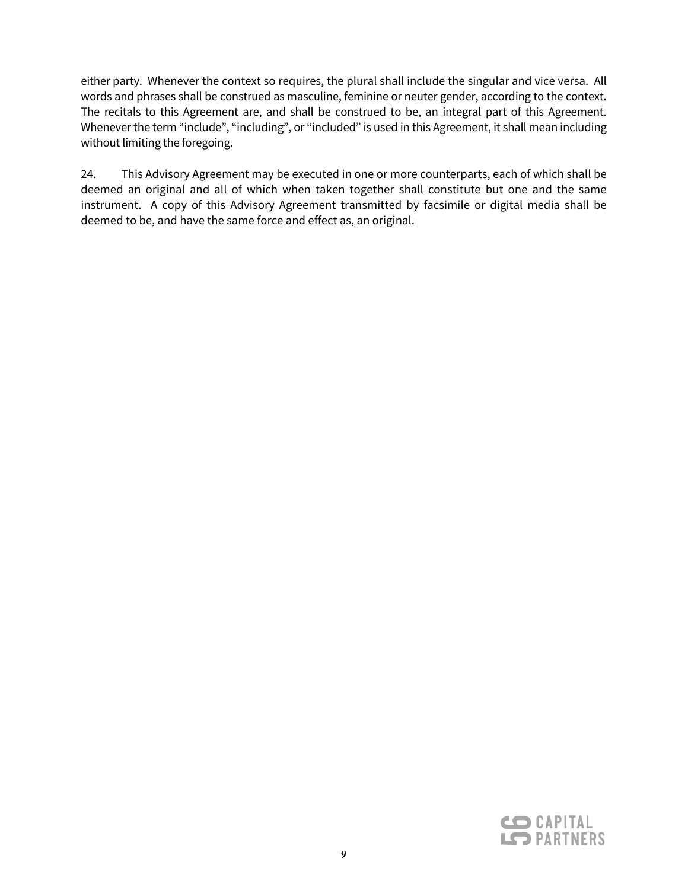either party. Whenever the context so requires, the plural shall include the singular and vice versa. All words and phrases shall be construed as masculine, feminine or neuter gender, according to the context. The recitals to this Agreement are, and shall be construed to be, an integral part of this Agreement. Whenever the term “include”, “including”, or “included” is used in this Agreement, it shall mean including without limiting the foregoing.

24. This Advisory Agreement may be executed in one or more counterparts, each of which shall be deemed an original and all of which when taken together shall constitute but one and the same instrument. A copy of this Advisory Agreement transmitted by facsimile or digital media shall be deemed to be, and have the same force and effect as, an original.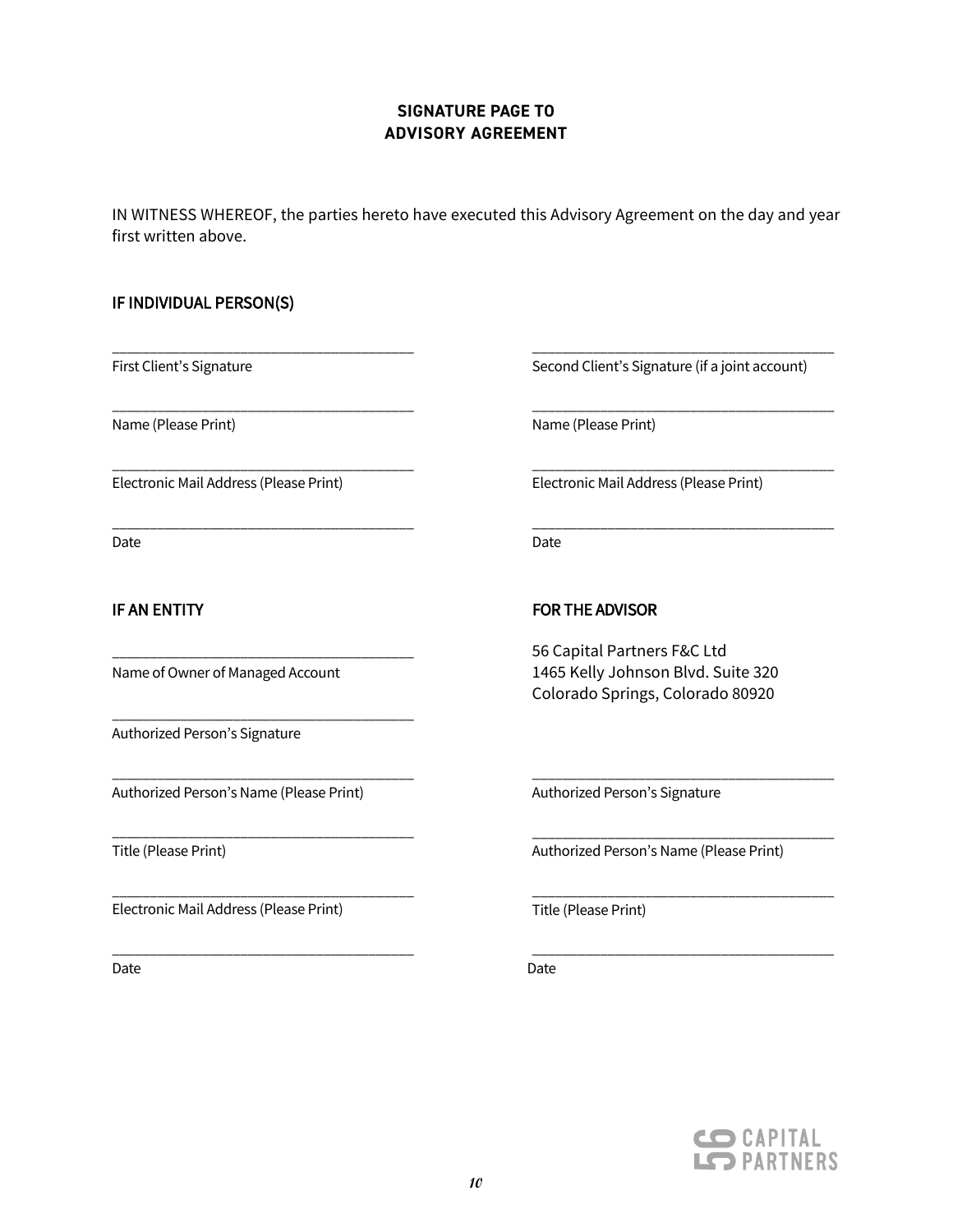**SIGNATURE PAGE TO**
**ADVISORY AGREEMENT**

IN WITNESS WHEREOF, the parties hereto have executed this Advisory Agreement on the day and year first written above.

**IF INDIVIDUAL PERSON(S)**

_______________________________________
First Client's Signature

_______________________________________
Name (Please Print)

_______________________________________
Electronic Mail Address (Please Print)

_______________________________________
Date

_______________________________________
Second Client's Signature (if a joint account)

_______________________________________
Name (Please Print)

_______________________________________
Electronic Mail Address (Please Print)

_______________________________________
Date

**IF AN ENTITY**

_______________________________________
Name of Owner of Managed Account

_______________________________________
Authorized Person's Signature

_______________________________________
Authorized Person's Name (Please Print)

_______________________________________
Title (Please Print)

_______________________________________
Electronic Mail Address (Please Print)

_______________________________________
Date

**FOR THE ADVISOR**

56 Capital Partners F&C Ltd
1465 Kelly Johnson Blvd. Suite 320
Colorado Springs, Colorado 80920

_______________________________________
Authorized Person's Signature

_______________________________________
Authorized Person's Name (Please Print)

_______________________________________
Title (Please Print)

_______________________________________
Date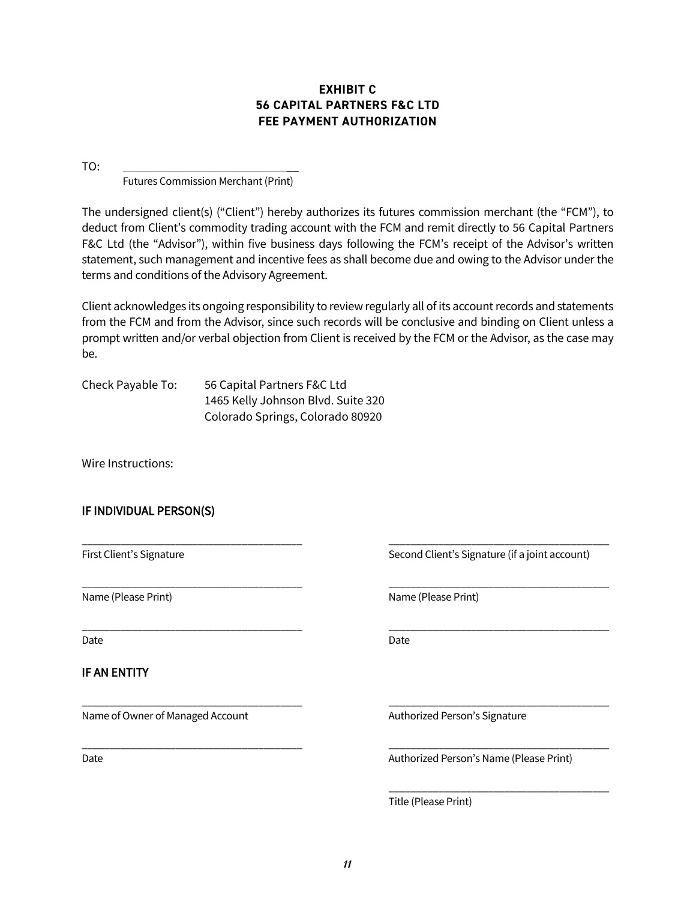**EXHIBIT C**
**56 CAPITAL PARTNERS F&C LTD**
**FEE PAYMENT AUTHORIZATION**

TO: ________________________________
Futures Commission Merchant (Print)

The undersigned client(s) ("Client") hereby authorizes its futures commission merchant (the "FCM"), to deduct from Client's commodity trading account with the FCM and remit directly to 56 Capital Partners F&C Ltd (the "Advisor"), within five business days following the FCM's receipt of the Advisor's written statement, such management and incentive fees as shall become due and owing to the Advisor under the terms and conditions of the Advisory Agreement.

Client acknowledges its ongoing responsibility to review regularly all of its account records and statements from the FCM and from the Advisor, since such records will be conclusive and binding on Client unless a prompt written and/or verbal objection from Client is received by the FCM or the Advisor, as the case may be.

Check Payable To: 56 Capital Partners F&C Ltd
1465 Kelly Johnson Blvd. Suite 320
Colorado Springs, Colorado 80920

Wire Instructions:

**IF INDIVIDUAL PERSON(S)**

________________________________________
First Client's Signature

________________________________________
Name (Please Print)

________________________________________
Date

________________________________________
Second Client's Signature (if a joint account)

________________________________________
Name (Please Print)

________________________________________
Date

**IF AN ENTITY**

________________________________________
Name of Owner of Managed Account

________________________________________
Date

________________________________________
Authorized Person's Signature

________________________________________
Authorized Person's Name (Please Print)

________________________________________
Title (Please Print)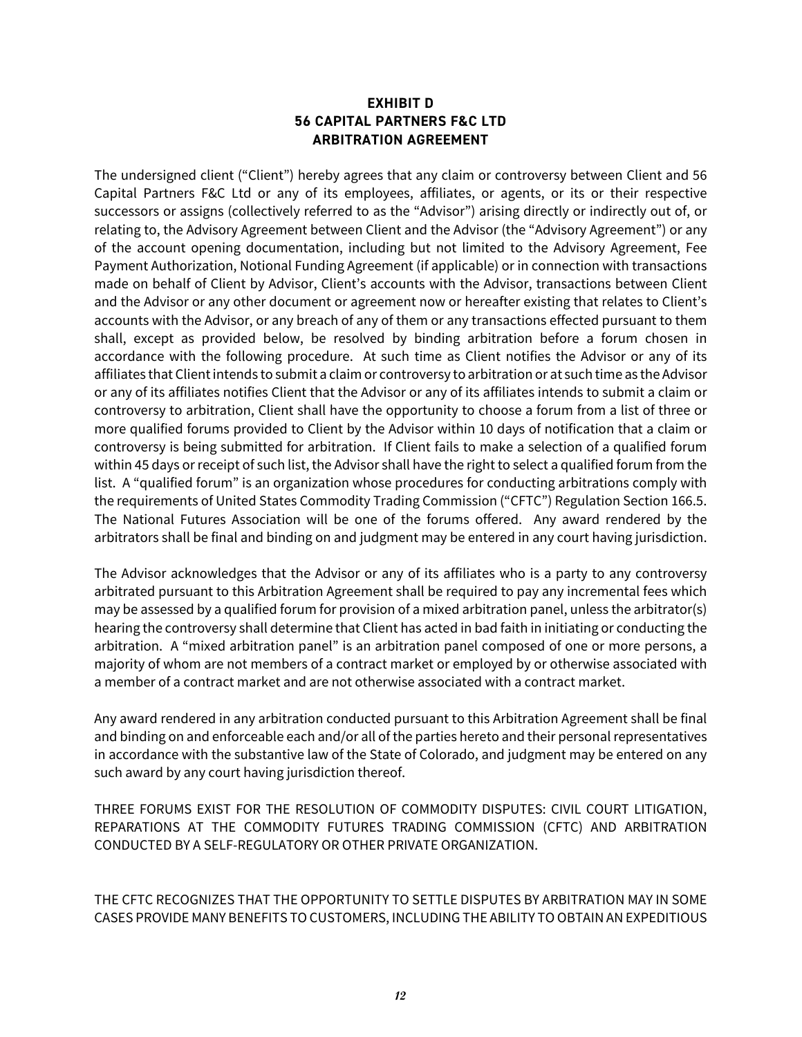**EXHIBIT D**
**56 CAPITAL PARTNERS F&C LTD**
**ARBITRATION AGREEMENT**

The undersigned client ("Client") hereby agrees that any claim or controversy between Client and 56 Capital Partners F&C Ltd or any of its employees, affiliates, or agents, or its or their respective successors or assigns (collectively referred to as the "Advisor") arising directly or indirectly out of, or relating to, the Advisory Agreement between Client and the Advisor (the "Advisory Agreement") or any of the account opening documentation, including but not limited to the Advisory Agreement, Fee Payment Authorization, Notional Funding Agreement (if applicable) or in connection with transactions made on behalf of Client by Advisor, Client's accounts with the Advisor, transactions between Client and the Advisor or any other document or agreement now or hereafter existing that relates to Client's accounts with the Advisor, or any breach of any of them or any transactions effected pursuant to them shall, except as provided below, be resolved by binding arbitration before a forum chosen in accordance with the following procedure. At such time as Client notifies the Advisor or any of its affiliates that Client intends to submit a claim or controversy to arbitration or at such time as the Advisor or any of its affiliates notifies Client that the Advisor or any of its affiliates intends to submit a claim or controversy to arbitration, Client shall have the opportunity to choose a forum from a list of three or more qualified forums provided to Client by the Advisor within 10 days of notification that a claim or controversy is being submitted for arbitration. If Client fails to make a selection of a qualified forum within 45 days or receipt of such list, the Advisor shall have the right to select a qualified forum from the list. A "qualified forum" is an organization whose procedures for conducting arbitrations comply with the requirements of United States Commodity Trading Commission ("CFTC") Regulation Section 166.5. The National Futures Association will be one of the forums offered. Any award rendered by the arbitrators shall be final and binding on and judgment may be entered in any court having jurisdiction.

The Advisor acknowledges that the Advisor or any of its affiliates who is a party to any controversy arbitrated pursuant to this Arbitration Agreement shall be required to pay any incremental fees which may be assessed by a qualified forum for provision of a mixed arbitration panel, unless the arbitrator(s) hearing the controversy shall determine that Client has acted in bad faith in initiating or conducting the arbitration. A "mixed arbitration panel" is an arbitration panel composed of one or more persons, a majority of whom are not members of a contract market or employed by or otherwise associated with a member of a contract market and are not otherwise associated with a contract market.

Any award rendered in any arbitration conducted pursuant to this Arbitration Agreement shall be final and binding on and enforceable each and/or all of the parties hereto and their personal representatives in accordance with the substantive law of the State of Colorado, and judgment may be entered on any such award by any court having jurisdiction thereof.

THREE FORUMS EXIST FOR THE RESOLUTION OF COMMODITY DISPUTES: CIVIL COURT LITIGATION, REPARATIONS AT THE COMMODITY FUTURES TRADING COMMISSION (CFTC) AND ARBITRATION CONDUCTED BY A SELF-REGULATORY OR OTHER PRIVATE ORGANIZATION.

THE CFTC RECOGNIZES THAT THE OPPORTUNITY TO SETTLE DISPUTES BY ARBITRATION MAY IN SOME CASES PROVIDE MANY BENEFITS TO CUSTOMERS, INCLUDING THE ABILITY TO OBTAIN AN EXPEDITIOUS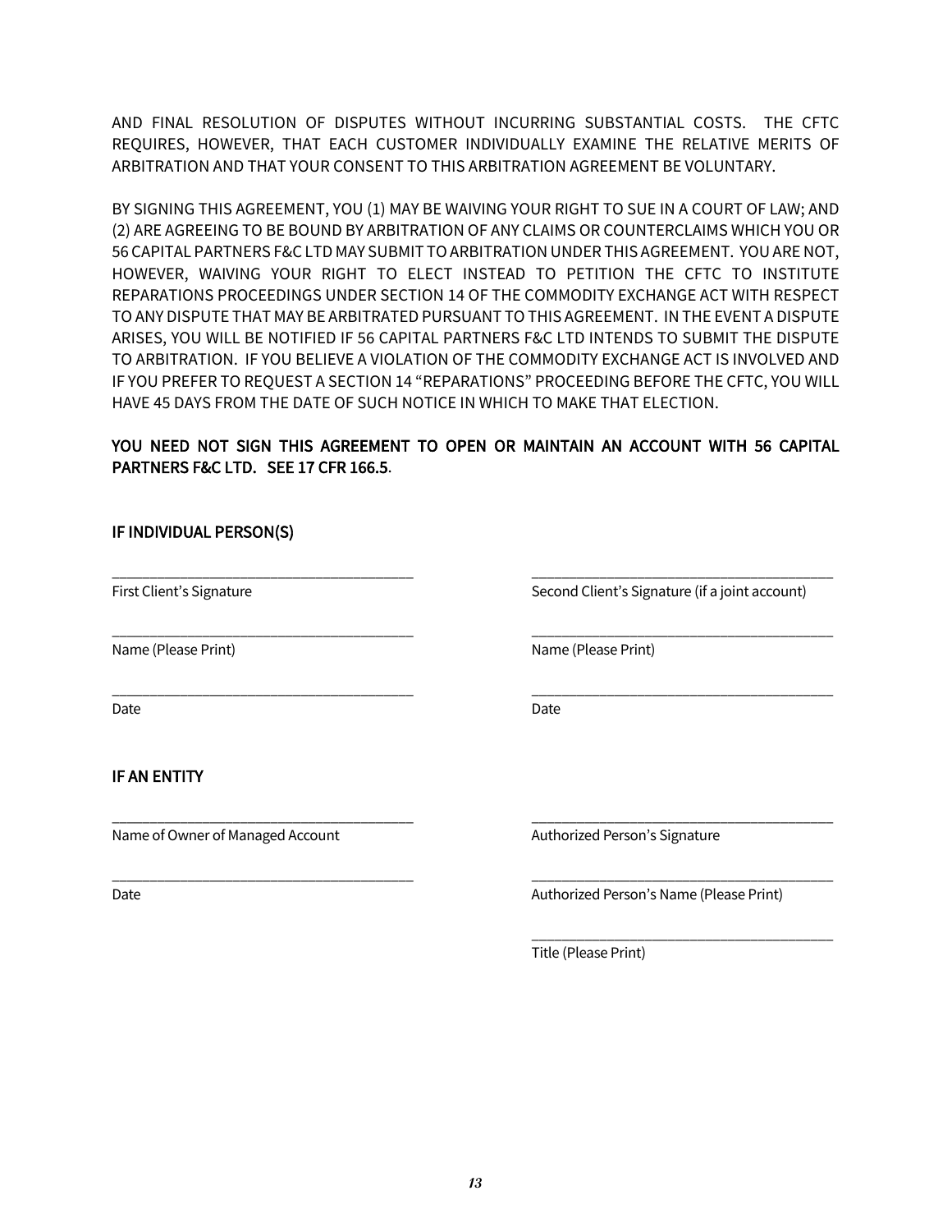AND FINAL RESOLUTION OF DISPUTES WITHOUT INCURRING SUBSTANTIAL COSTS. THE CFTC REQUIRES, HOWEVER, THAT EACH CUSTOMER INDIVIDUALLY EXAMINE THE RELATIVE MERITS OF ARBITRATION AND THAT YOUR CONSENT TO THIS ARBITRATION AGREEMENT BE VOLUNTARY.

BY SIGNING THIS AGREEMENT, YOU (1) MAY BE WAIVING YOUR RIGHT TO SUE IN A COURT OF LAW; AND (2) ARE AGREEING TO BE BOUND BY ARBITRATION OF ANY CLAIMS OR COUNTERCLAIMS WHICH YOU OR 56 CAPITAL PARTNERS F&C LTD MAY SUBMIT TO ARBITRATION UNDER THIS AGREEMENT. YOU ARE NOT, HOWEVER, WAIVING YOUR RIGHT TO ELECT INSTEAD TO PETITION THE CFTC TO INSTITUTE REPARATIONS PROCEEDINGS UNDER SECTION 14 OF THE COMMODITY EXCHANGE ACT WITH RESPECT TO ANY DISPUTE THAT MAY BE ARBITRATED PURSUANT TO THIS AGREEMENT. IN THE EVENT A DISPUTE ARISES, YOU WILL BE NOTIFIED IF 56 CAPITAL PARTNERS F&C LTD INTENDS TO SUBMIT THE DISPUTE TO ARBITRATION. IF YOU BELIEVE A VIOLATION OF THE COMMODITY EXCHANGE ACT IS INVOLVED AND IF YOU PREFER TO REQUEST A SECTION 14 "REPARATIONS" PROCEEDING BEFORE THE CFTC, YOU WILL HAVE 45 DAYS FROM THE DATE OF SUCH NOTICE IN WHICH TO MAKE THAT ELECTION.

**YOU NEED NOT SIGN THIS AGREEMENT TO OPEN OR MAINTAIN AN ACCOUNT WITH 56 CAPITAL PARTNERS F&C LTD. SEE 17 CFR 166.5**.

**IF INDIVIDUAL PERSON(S)**

\_\_\_\_\_\_\_\_\_\_\_\_\_\_\_\_\_\_\_\_\_\_\_\_\_\_\_\_\_\_\_\_\_\_\_\_\_\_\_\_
First Client's Signature

\_\_\_\_\_\_\_\_\_\_\_\_\_\_\_\_\_\_\_\_\_\_\_\_\_\_\_\_\_\_\_\_\_\_\_\_\_\_\_\_
Name (Please Print)

\_\_\_\_\_\_\_\_\_\_\_\_\_\_\_\_\_\_\_\_\_\_\_\_\_\_\_\_\_\_\_\_\_\_\_\_\_\_\_\_
Date

\_\_\_\_\_\_\_\_\_\_\_\_\_\_\_\_\_\_\_\_\_\_\_\_\_\_\_\_\_\_\_\_\_\_\_\_\_\_\_\_
Second Client's Signature (if a joint account)

\_\_\_\_\_\_\_\_\_\_\_\_\_\_\_\_\_\_\_\_\_\_\_\_\_\_\_\_\_\_\_\_\_\_\_\_\_\_\_\_
Name (Please Print)

\_\_\_\_\_\_\_\_\_\_\_\_\_\_\_\_\_\_\_\_\_\_\_\_\_\_\_\_\_\_\_\_\_\_\_\_\_\_\_\_
Date

**IF AN ENTITY**

\_\_\_\_\_\_\_\_\_\_\_\_\_\_\_\_\_\_\_\_\_\_\_\_\_\_\_\_\_\_\_\_\_\_\_\_\_\_\_\_
Name of Owner of Managed Account

\_\_\_\_\_\_\_\_\_\_\_\_\_\_\_\_\_\_\_\_\_\_\_\_\_\_\_\_\_\_\_\_\_\_\_\_\_\_\_\_
Date

\_\_\_\_\_\_\_\_\_\_\_\_\_\_\_\_\_\_\_\_\_\_\_\_\_\_\_\_\_\_\_\_\_\_\_\_\_\_\_\_
Authorized Person's Signature

\_\_\_\_\_\_\_\_\_\_\_\_\_\_\_\_\_\_\_\_\_\_\_\_\_\_\_\_\_\_\_\_\_\_\_\_\_\_\_\_
Authorized Person's Name (Please Print)

\_\_\_\_\_\_\_\_\_\_\_\_\_\_\_\_\_\_\_\_\_\_\_\_\_\_\_\_\_\_\_\_\_\_\_\_\_\_\_\_
Title (Please Print)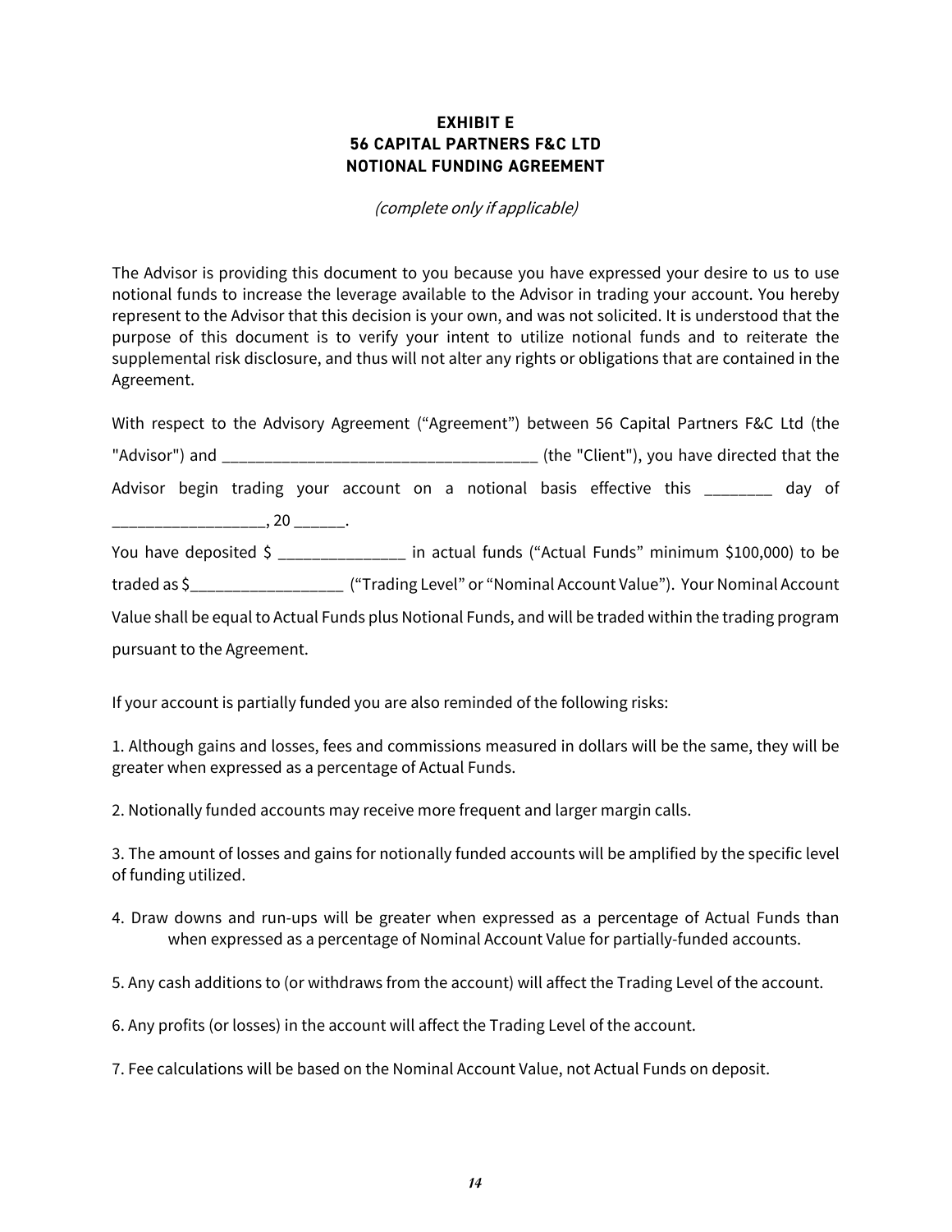**EXHIBIT E**
**56 CAPITAL PARTNERS F&C LTD**
**NOTIONAL FUNDING AGREEMENT**

*(complete only if applicable)*

The Advisor is providing this document to you because you have expressed your desire to us to use notional funds to increase the leverage available to the Advisor in trading your account. You hereby represent to the Advisor that this decision is your own, and was not solicited. It is understood that the purpose of this document is to verify your intent to utilize notional funds and to reiterate the supplemental risk disclosure, and thus will not alter any rights or obligations that are contained in the Agreement.

With respect to the Advisory Agreement ("Agreement") between 56 Capital Partners F&C Ltd (the "Advisor") and ______________________________________ (the "Client"), you have directed that the Advisor begin trading your account on a notional basis effective this ________ day of __________________, 20 ______.

You have deposited $ _______________ in actual funds ("Actual Funds" minimum $100,000) to be traded as $__________________ ("Trading Level" or "Nominal Account Value"). Your Nominal Account Value shall be equal to Actual Funds plus Notional Funds, and will be traded within the trading program pursuant to the Agreement.

If your account is partially funded you are also reminded of the following risks:

1. Although gains and losses, fees and commissions measured in dollars will be the same, they will be greater when expressed as a percentage of Actual Funds.

2. Notionally funded accounts may receive more frequent and larger margin calls.

3. The amount of losses and gains for notionally funded accounts will be amplified by the specific level of funding utilized.

4. Draw downs and run-ups will be greater when expressed as a percentage of Actual Funds than when expressed as a percentage of Nominal Account Value for partially-funded accounts.

5. Any cash additions to (or withdraws from the account) will affect the Trading Level of the account.

6. Any profits (or losses) in the account will affect the Trading Level of the account.

7. Fee calculations will be based on the Nominal Account Value, not Actual Funds on deposit.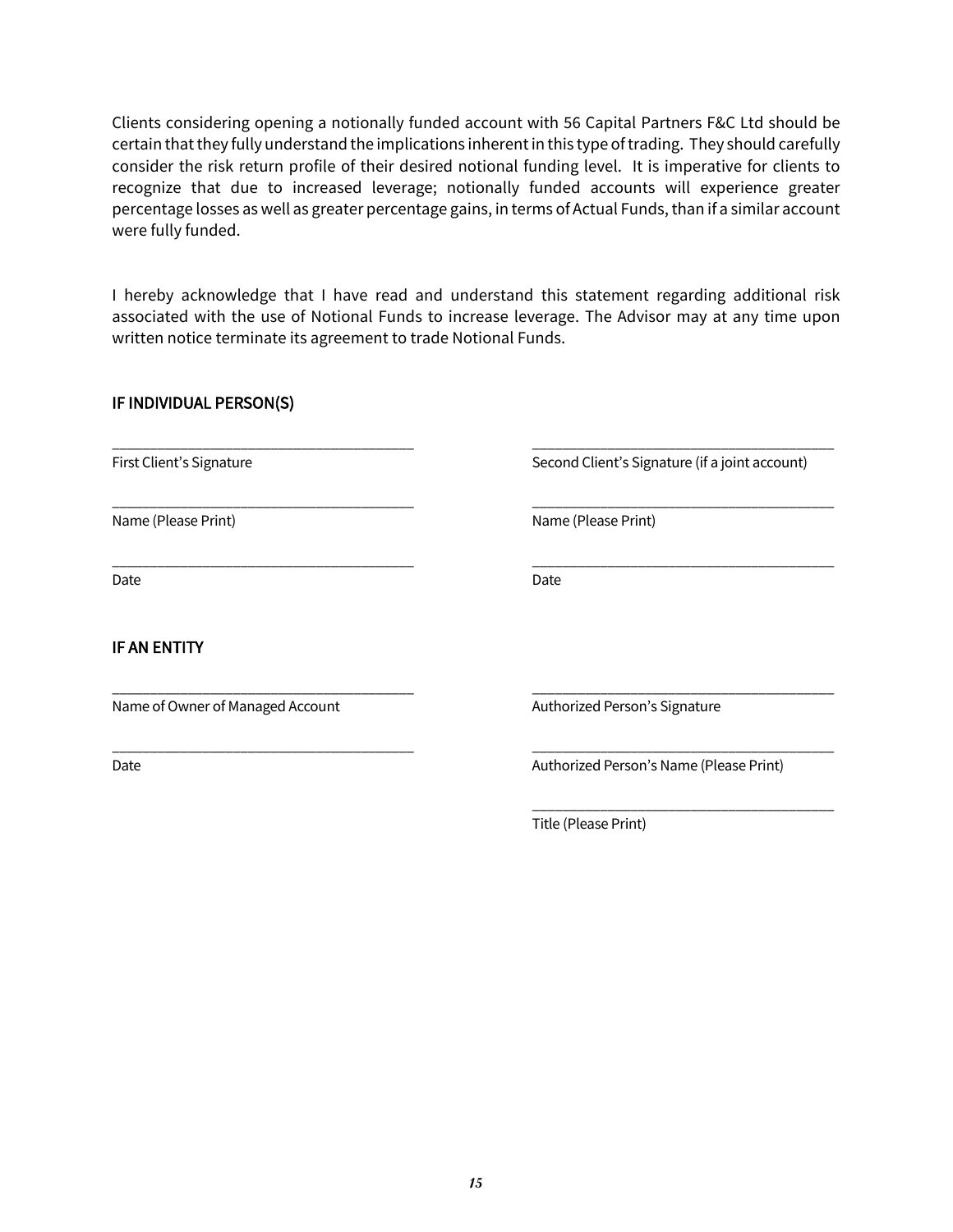Clients considering opening a notionally funded account with 56 Capital Partners F&C Ltd should be certain that they fully understand the implications inherent in this type of trading. They should carefully consider the risk return profile of their desired notional funding level. It is imperative for clients to recognize that due to increased leverage; notionally funded accounts will experience greater percentage losses as well as greater percentage gains, in terms of Actual Funds, than if a similar account were fully funded.

I hereby acknowledge that I have read and understand this statement regarding additional risk associated with the use of Notional Funds to increase leverage. The Advisor may at any time upon written notice terminate its agreement to trade Notional Funds.

## IF INDIVIDUAL PERSON(S)

| | |
|---|---|
| ______________________________ | ______________________________ |
| First Client's Signature | Second Client's Signature (if a joint account) |
| ______________________________ | ______________________________ |
| Name (Please Print) | Name (Please Print) |
| ______________________________ | ______________________________ |
| Date | Date |

## IF AN ENTITY

| | |
|---|---|
| ______________________________ | ______________________________ |
| Name of Owner of Managed Account | Authorized Person's Signature |
| ______________________________ | ______________________________ |
| Date | Authorized Person's Name (Please Print) |
| | ______________________________ |
| | Title (Please Print) |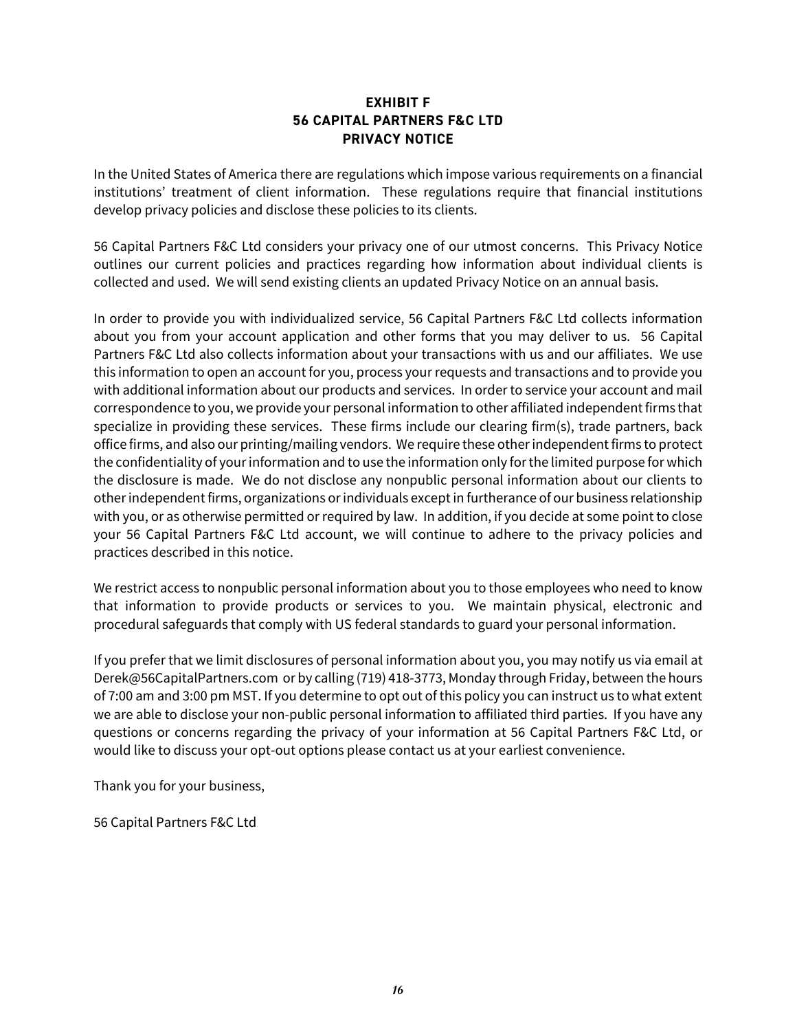# EXHIBIT F
# 56 CAPITAL PARTNERS F&C LTD
# PRIVACY NOTICE

In the United States of America there are regulations which impose various requirements on a financial institutions' treatment of client information. These regulations require that financial institutions develop privacy policies and disclose these policies to its clients.

56 Capital Partners F&C Ltd considers your privacy one of our utmost concerns. This Privacy Notice outlines our current policies and practices regarding how information about individual clients is collected and used. We will send existing clients an updated Privacy Notice on an annual basis.

In order to provide you with individualized service, 56 Capital Partners F&C Ltd collects information about you from your account application and other forms that you may deliver to us. 56 Capital Partners F&C Ltd also collects information about your transactions with us and our affiliates. We use this information to open an account for you, process your requests and transactions and to provide you with additional information about our products and services. In order to service your account and mail correspondence to you, we provide your personal information to other affiliated independent firms that specialize in providing these services. These firms include our clearing firm(s), trade partners, back office firms, and also our printing/mailing vendors. We require these other independent firms to protect the confidentiality of your information and to use the information only for the limited purpose for which the disclosure is made. We do not disclose any nonpublic personal information about our clients to other independent firms, organizations or individuals except in furtherance of our business relationship with you, or as otherwise permitted or required by law. In addition, if you decide at some point to close your 56 Capital Partners F&C Ltd account, we will continue to adhere to the privacy policies and practices described in this notice.

We restrict access to nonpublic personal information about you to those employees who need to know that information to provide products or services to you. We maintain physical, electronic and procedural safeguards that comply with US federal standards to guard your personal information.

If you prefer that we limit disclosures of personal information about you, you may notify us via email at Derek@56CapitalPartners.com or by calling (719) 418-3773, Monday through Friday, between the hours of 7:00 am and 3:00 pm MST. If you determine to opt out of this policy you can instruct us to what extent we are able to disclose your non-public personal information to affiliated third parties. If you have any questions or concerns regarding the privacy of your information at 56 Capital Partners F&C Ltd, or would like to discuss your opt-out options please contact us at your earliest convenience.

Thank you for your business,

56 Capital Partners F&C Ltd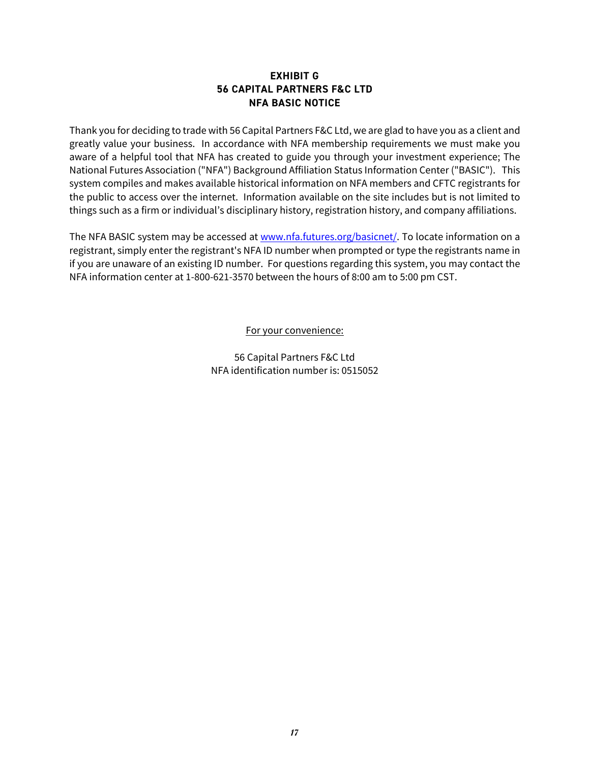# EXHIBIT G
# 56 CAPITAL PARTNERS F&C LTD
# NFA BASIC NOTICE

Thank you for deciding to trade with 56 Capital Partners F&C Ltd, we are glad to have you as a client and greatly value your business. In accordance with NFA membership requirements we must make you aware of a helpful tool that NFA has created to guide you through your investment experience; The National Futures Association ("NFA") Background Affiliation Status Information Center ("BASIC"). This system compiles and makes available historical information on NFA members and CFTC registrants for the public to access over the internet. Information available on the site includes but is not limited to things such as a firm or individual's disciplinary history, registration history, and company affiliations.

The NFA BASIC system may be accessed at [www.nfa.futures.org/basicnet/](http://www.nfa.futures.org/basicnet/). To locate information on a registrant, simply enter the registrant's NFA ID number when prompted or type the registrants name in if you are unaware of an existing ID number. For questions regarding this system, you may contact the NFA information center at 1-800-621-3570 between the hours of 8:00 am to 5:00 pm CST.

<u>For your convenience:</u>

56 Capital Partners F&C Ltd
NFA identification number is: 0515052